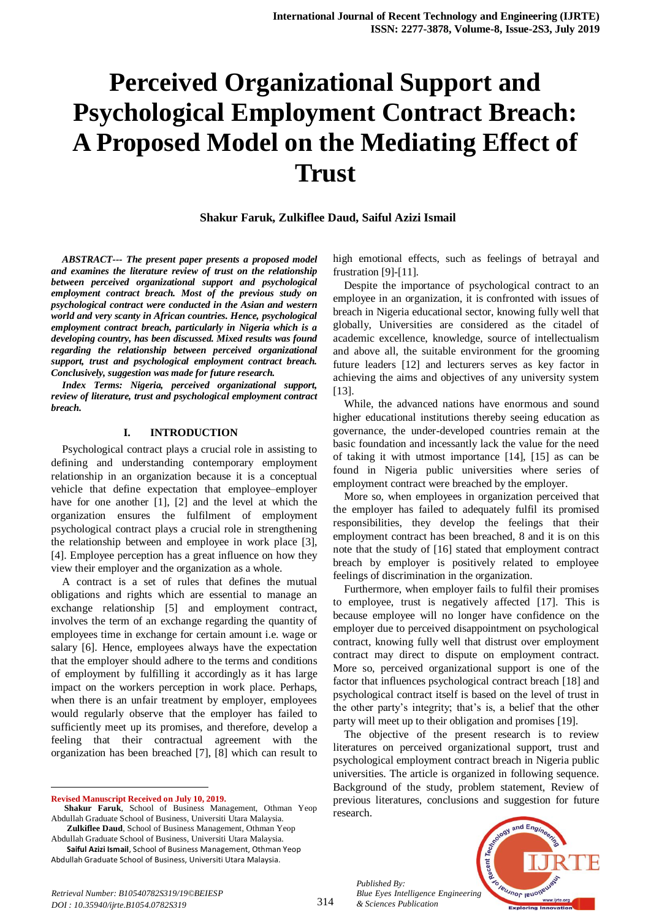# Perceived Organizational Support and Psychological Employment Contract Breach: A Proposed Model on the Mediating Effect of Trust

**Shakur Faruk, Zulkiflee Daud, Saiful Azizi Ismail**

***ABSTRACT--- The present paper presents a proposed model and examines the literature review of trust on the relationship between perceived organizational support and psychological employment contract breach. Most of the previous study on psychological contract were conducted in the Asian and western world and very scanty in African countries. Hence, psychological employment contract breach, particularly in Nigeria which is a developing country, has been discussed. Mixed results was found regarding the relationship between perceived organizational support, trust and psychological employment contract breach. Conclusively, suggestion was made for future research.***

***Index Terms: Nigeria, perceived organizational support, review of literature, trust and psychological employment contract breach.***

## I. INTRODUCTION

Psychological contract plays a crucial role in assisting to defining and understanding contemporary employment relationship in an organization because it is a conceptual vehicle that define expectation that employee–employer have for one another [1], [2] and the level at which the organization ensures the fulfilment of employment psychological contract plays a crucial role in strengthening the relationship between and employee in work place [3], [4]. Employee perception has a great influence on how they view their employer and the organization as a whole.

A contract is a set of rules that defines the mutual obligations and rights which are essential to manage an exchange relationship [5] and employment contract, involves the term of an exchange regarding the quantity of employees time in exchange for certain amount i.e. wage or salary [6]. Hence, employees always have the expectation that the employer should adhere to the terms and conditions of employment by fulfilling it accordingly as it has large impact on the workers perception in work place. Perhaps, when there is an unfair treatment by employer, employees would regularly observe that the employer has failed to sufficiently meet up its promises, and therefore, develop a feeling that their contractual agreement with the organization has been breached [7], [8] which can result to high emotional effects, such as feelings of betrayal and frustration [9]-[11].

Despite the importance of psychological contract to an employee in an organization, it is confronted with issues of breach in Nigeria educational sector, knowing fully well that globally, Universities are considered as the citadel of academic excellence, knowledge, source of intellectualism and above all, the suitable environment for the grooming future leaders [12] and lecturers serves as key factor in achieving the aims and objectives of any university system [13].

While, the advanced nations have enormous and sound higher educational institutions thereby seeing education as governance, the under-developed countries remain at the basic foundation and incessantly lack the value for the need of taking it with utmost importance [14], [15] as can be found in Nigeria public universities where series of employment contract were breached by the employer.

More so, when employees in organization perceived that the employer has failed to adequately fulfil its promised responsibilities, they develop the feelings that their employment contract has been breached, 8 and it is on this note that the study of [16] stated that employment contract breach by employer is positively related to employee feelings of discrimination in the organization.

Furthermore, when employer fails to fulfil their promises to employee, trust is negatively affected [17]. This is because employee will no longer have confidence on the employer due to perceived disappointment on psychological contract, knowing fully well that distrust over employment contract may direct to dispute on employment contract. More so, perceived organizational support is one of the factor that influences psychological contract breach [18] and psychological contract itself is based on the level of trust in the other party's integrity; that's is, a belief that the other party will meet up to their obligation and promises [19].

The objective of the present research is to review literatures on perceived organizational support, trust and psychological employment contract breach in Nigeria public universities. The article is organized in following sequence. Background of the study, problem statement, Review of previous literatures, conclusions and suggestion for future research.

---

**Revised Manuscript Received on July 10, 2019.**

**Shakur Faruk**, School of Business Management, Othman Yeop Abdullah Graduate School of Business, Universiti Utara Malaysia.

**Zulkiflee Daud**, School of Business Management, Othman Yeop Abdullah Graduate School of Business, Universiti Utara Malaysia.

**Saiful Azizi Ismail**, School of Business Management, Othman Yeop Abdullah Graduate School of Business, Universiti Utara Malaysia.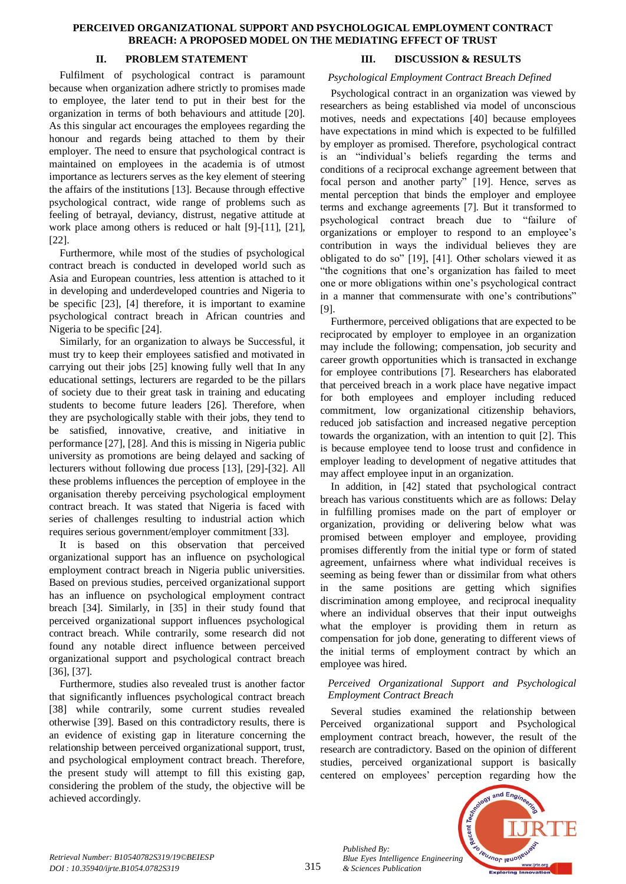## II. PROBLEM STATEMENT

Fulfilment of psychological contract is paramount because when organization adhere strictly to promises made to employee, the later tend to put in their best for the organization in terms of both behaviours and attitude [20]. As this singular act encourages the employees regarding the honour and regards being attached to them by their employer. The need to ensure that psychological contract is maintained on employees in the academia is of utmost importance as lecturers serves as the key element of steering the affairs of the institutions [13]. Because through effective psychological contract, wide range of problems such as feeling of betrayal, deviancy, distrust, negative attitude at work place among others is reduced or halt [9]-[11], [21], [22].

Furthermore, while most of the studies of psychological contract breach is conducted in developed world such as Asia and European countries, less attention is attached to it in developing and underdeveloped countries and Nigeria to be specific [23], [4] therefore, it is important to examine psychological contract breach in African countries and Nigeria to be specific [24].

Similarly, for an organization to always be Successful, it must try to keep their employees satisfied and motivated in carrying out their jobs [25] knowing fully well that In any educational settings, lecturers are regarded to be the pillars of society due to their great task in training and educating students to become future leaders [26]. Therefore, when they are psychologically stable with their jobs, they tend to be satisfied, innovative, creative, and initiative in performance [27], [28]. And this is missing in Nigeria public university as promotions are being delayed and sacking of lecturers without following due process [13], [29]-[32]. All these problems influences the perception of employee in the organisation thereby perceiving psychological employment contract breach. It was stated that Nigeria is faced with series of challenges resulting to industrial action which requires serious government/employer commitment [33].

It is based on this observation that perceived organizational support has an influence on psychological employment contract breach in Nigeria public universities. Based on previous studies, perceived organizational support has an influence on psychological employment contract breach [34]. Similarly, in [35] in their study found that perceived organizational support influences psychological contract breach. While contrarily, some research did not found any notable direct influence between perceived organizational support and psychological contract breach [36], [37].

Furthermore, studies also revealed trust is another factor that significantly influences psychological contract breach [38] while contrarily, some current studies revealed otherwise [39]. Based on this contradictory results, there is an evidence of existing gap in literature concerning the relationship between perceived organizational support, trust, and psychological employment contract breach. Therefore, the present study will attempt to fill this existing gap, considering the problem of the study, the objective will be achieved accordingly.

## III. DISCUSSION & RESULTS

### *Psychological Employment Contract Breach Defined*

Psychological contract in an organization was viewed by researchers as being established via model of unconscious motives, needs and expectations [40] because employees have expectations in mind which is expected to be fulfilled by employer as promised. Therefore, psychological contract is an "individual's beliefs regarding the terms and conditions of a reciprocal exchange agreement between that focal person and another party" [19]. Hence, serves as mental perception that binds the employer and employee terms and exchange agreements [7]. But it transformed to psychological contract breach due to "failure of organizations or employer to respond to an employee's contribution in ways the individual believes they are obligated to do so" [19], [41]. Other scholars viewed it as "the cognitions that one's organization has failed to meet one or more obligations within one's psychological contract in a manner that commensurate with one's contributions" [9].

Furthermore, perceived obligations that are expected to be reciprocated by employer to employee in an organization may include the following; compensation, job security and career growth opportunities which is transacted in exchange for employee contributions [7]. Researchers has elaborated that perceived breach in a work place have negative impact for both employees and employer including reduced commitment, low organizational citizenship behaviors, reduced job satisfaction and increased negative perception towards the organization, with an intention to quit [2]. This is because employee tend to loose trust and confidence in employer leading to development of negative attitudes that may affect employee input in an organization.

In addition, in [42] stated that psychological contract breach has various constituents which are as follows: Delay in fulfilling promises made on the part of employer or organization, providing or delivering below what was promised between employer and employee, providing promises differently from the initial type or form of stated agreement, unfairness where what individual receives is seeming as being fewer than or dissimilar from what others in the same positions are getting which signifies discrimination among employee, and reciprocal inequality where an individual observes that their input outweighs what the employer is providing them in return as compensation for job done, generating to different views of the initial terms of employment contract by which an employee was hired.

### *Perceived Organizational Support and Psychological Employment Contract Breach*

Several studies examined the relationship between Perceived organizational support and Psychological employment contract breach, however, the result of the research are contradictory. Based on the opinion of different studies, perceived organizational support is basically centered on employees' perception regarding how the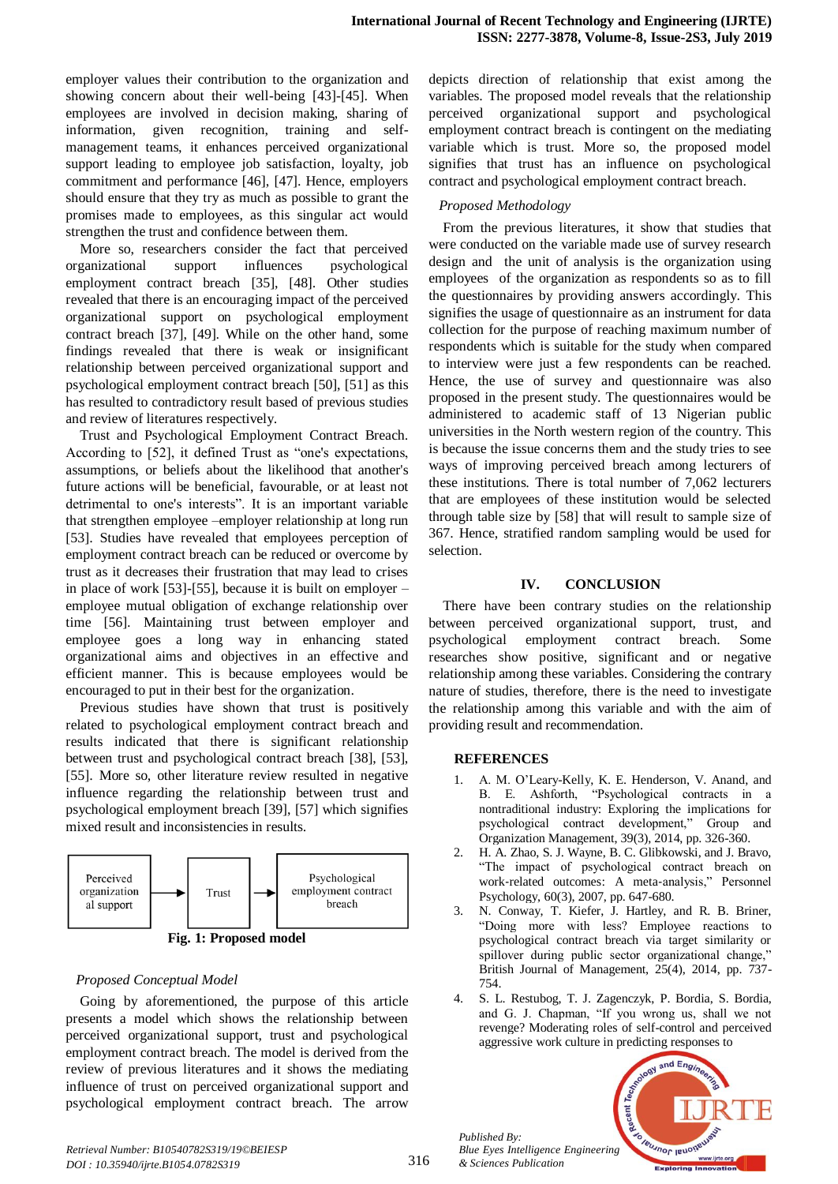employer values their contribution to the organization and showing concern about their well-being [43]-[45]. When employees are involved in decision making, sharing of information, given recognition, training and self-management teams, it enhances perceived organizational support leading to employee job satisfaction, loyalty, job commitment and performance [46], [47]. Hence, employers should ensure that they try as much as possible to grant the promises made to employees, as this singular act would strengthen the trust and confidence between them.

More so, researchers consider the fact that perceived organizational support influences psychological employment contract breach [35], [48]. Other studies revealed that there is an encouraging impact of the perceived organizational support on psychological employment contract breach [37], [49]. While on the other hand, some findings revealed that there is weak or insignificant relationship between perceived organizational support and psychological employment contract breach [50], [51] as this has resulted to contradictory result based of previous studies and review of literatures respectively.

Trust and Psychological Employment Contract Breach. According to [52], it defined Trust as "one's expectations, assumptions, or beliefs about the likelihood that another's future actions will be beneficial, favourable, or at least not detrimental to one's interests". It is an important variable that strengthen employee –employer relationship at long run [53]. Studies have revealed that employees perception of employment contract breach can be reduced or overcome by trust as it decreases their frustration that may lead to crises in place of work [53]-[55], because it is built on employer – employee mutual obligation of exchange relationship over time [56]. Maintaining trust between employer and employee goes a long way in enhancing stated organizational aims and objectives in an effective and efficient manner. This is because employees would be encouraged to put in their best for the organization.

Previous studies have shown that trust is positively related to psychological employment contract breach and results indicated that there is significant relationship between trust and psychological contract breach [38], [53], [55]. More so, other literature review resulted in negative influence regarding the relationship between trust and psychological employment breach [39], [57] which signifies mixed result and inconsistencies in results.

Perceived organizational support → Trust → Psychological employment contract breach

**Fig. 1: Proposed model**

*Proposed Conceptual Model*

Going by aforementioned, the purpose of this article presents a model which shows the relationship between perceived organizational support, trust and psychological employment contract breach. The model is derived from the review of previous literatures and it shows the mediating influence of trust on perceived organizational support and psychological employment contract breach. The arrow depicts direction of relationship that exist among the variables. The proposed model reveals that the relationship perceived organizational support and psychological employment contract breach is contingent on the mediating variable which is trust. More so, the proposed model signifies that trust has an influence on psychological contract and psychological employment contract breach.

*Proposed Methodology*

From the previous literatures, it show that studies that were conducted on the variable made use of survey research design and the unit of analysis is the organization using employees of the organization as respondents so as to fill the questionnaires by providing answers accordingly. This signifies the usage of questionnaire as an instrument for data collection for the purpose of reaching maximum number of respondents which is suitable for the study when compared to interview were just a few respondents can be reached. Hence, the use of survey and questionnaire was also proposed in the present study. The questionnaires would be administered to academic staff of 13 Nigerian public universities in the North western region of the country. This is because the issue concerns them and the study tries to see ways of improving perceived breach among lecturers of these institutions. There is total number of 7,062 lecturers that are employees of these institution would be selected through table size by [58] that will result to sample size of 367. Hence, stratified random sampling would be used for selection.

## IV. CONCLUSION

There have been contrary studies on the relationship between perceived organizational support, trust, and psychological employment contract breach. Some researches show positive, significant and or negative relationship among these variables. Considering the contrary nature of studies, therefore, there is the need to investigate the relationship among this variable and with the aim of providing result and recommendation.

## REFERENCES

1. A. M. O'Leary-Kelly, K. E. Henderson, V. Anand, and B. E. Ashforth, "Psychological contracts in a nontraditional industry: Exploring the implications for psychological contract development," Group and Organization Management, 39(3), 2014, pp. 326-360.
2. H. A. Zhao, S. J. Wayne, B. C. Glibkowski, and J. Bravo, "The impact of psychological contract breach on work-related outcomes: A meta-analysis," Personnel Psychology, 60(3), 2007, pp. 647-680.
3. N. Conway, T. Kiefer, J. Hartley, and R. B. Briner, "Doing more with less? Employee reactions to psychological contract breach via target similarity or spillover during public sector organizational change," British Journal of Management, 25(4), 2014, pp. 737-754.
4. S. L. Restubog, T. J. Zagenczyk, P. Bordia, S. Bordia, and G. J. Chapman, "If you wrong us, shall we not revenge? Moderating roles of self-control and perceived aggressive work culture in predicting responses to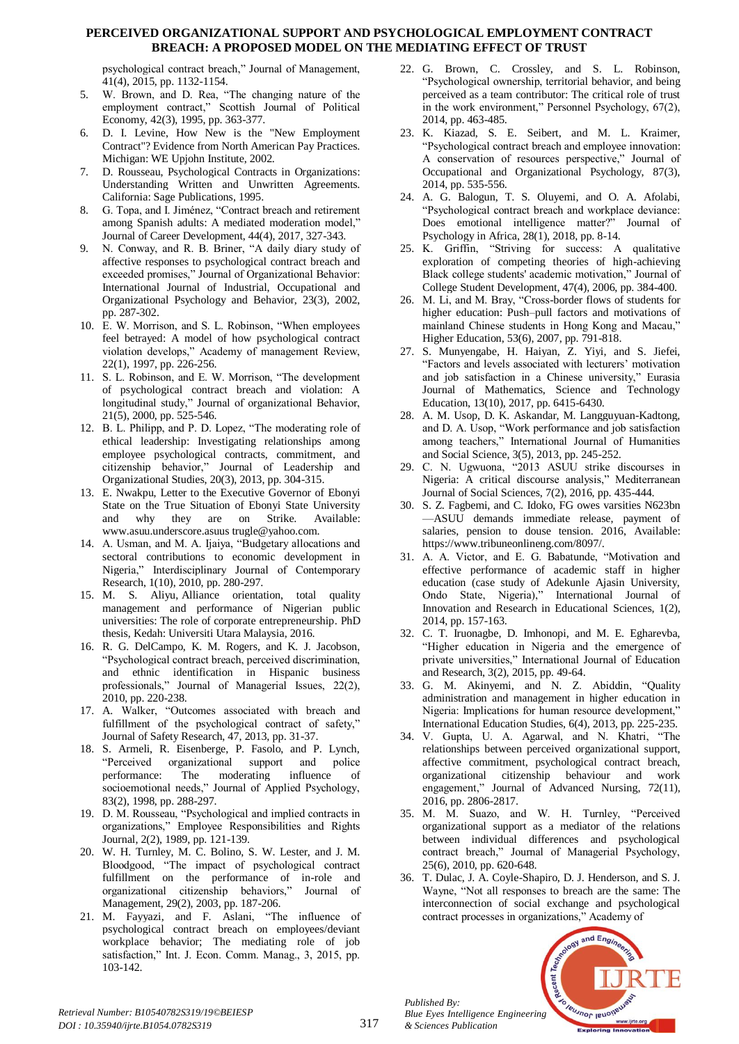psychological contract breach," Journal of Management, 41(4), 2015, pp. 1132-1154.

5. W. Brown, and D. Rea, "The changing nature of the employment contract," Scottish Journal of Political Economy, 42(3), 1995, pp. 363-377.
6. D. I. Levine, How New is the "New Employment Contract"? Evidence from North American Pay Practices. Michigan: WE Upjohn Institute, 2002.
7. D. Rousseau, Psychological Contracts in Organizations: Understanding Written and Unwritten Agreements. California: Sage Publications, 1995.
8. G. Topa, and I. Jiménez, "Contract breach and retirement among Spanish adults: A mediated moderation model," Journal of Career Development, 44(4), 2017, 327-343.
9. N. Conway, and R. B. Briner, "A daily diary study of affective responses to psychological contract breach and exceeded promises," Journal of Organizational Behavior: International Journal of Industrial, Occupational and Organizational Psychology and Behavior, 23(3), 2002, pp. 287-302.
10. E. W. Morrison, and S. L. Robinson, "When employees feel betrayed: A model of how psychological contract violation develops," Academy of management Review, 22(1), 1997, pp. 226-256.
11. S. L. Robinson, and E. W. Morrison, "The development of psychological contract breach and violation: A longitudinal study," Journal of organizational Behavior, 21(5), 2000, pp. 525-546.
12. B. L. Philipp, and P. D. Lopez, "The moderating role of ethical leadership: Investigating relationships among employee psychological contracts, commitment, and citizenship behavior," Journal of Leadership and Organizational Studies, 20(3), 2013, pp. 304-315.
13. E. Nwakpu, Letter to the Executive Governor of Ebonyi State on the True Situation of Ebonyi State University and why they are on Strike. Available: www.asuu.underscore.asuus trugle@yahoo.com.
14. A. Usman, and M. A. Ijaiya, "Budgetary allocations and sectoral contributions to economic development in Nigeria," Interdisciplinary Journal of Contemporary Research, 1(10), 2010, pp. 280-297.
15. M. S. Aliyu, Alliance orientation, total quality management and performance of Nigerian public universities: The role of corporate entrepreneurship. PhD thesis, Kedah: Universiti Utara Malaysia, 2016.
16. R. G. DelCampo, K. M. Rogers, and K. J. Jacobson, "Psychological contract breach, perceived discrimination, and ethnic identification in Hispanic business professionals," Journal of Managerial Issues, 22(2), 2010, pp. 220-238.
17. A. Walker, "Outcomes associated with breach and fulfillment of the psychological contract of safety," Journal of Safety Research, 47, 2013, pp. 31-37.
18. S. Armeli, R. Eisenberge, P. Fasolo, and P. Lynch, "Perceived organizational support and police performance: The moderating influence of socioemotional needs," Journal of Applied Psychology, 83(2), 1998, pp. 288-297.
19. D. M. Rousseau, "Psychological and implied contracts in organizations," Employee Responsibilities and Rights Journal, 2(2), 1989, pp. 121-139.
20. W. H. Turnley, M. C. Bolino, S. W. Lester, and J. M. Bloodgood, "The impact of psychological contract fulfillment on the performance of in-role and organizational citizenship behaviors," Journal of Management, 29(2), 2003, pp. 187-206.
21. M. Fayyazi, and F. Aslani, "The influence of psychological contract breach on employees/deviant workplace behavior; The mediating role of job satisfaction," Int. J. Econ. Comm. Manag., 3, 2015, pp. 103-142.
22. G. Brown, C. Crossley, and S. L. Robinson, "Psychological ownership, territorial behavior, and being perceived as a team contributor: The critical role of trust in the work environment," Personnel Psychology, 67(2), 2014, pp. 463-485.
23. K. Kiazad, S. E. Seibert, and M. L. Kraimer, "Psychological contract breach and employee innovation: A conservation of resources perspective," Journal of Occupational and Organizational Psychology, 87(3), 2014, pp. 535-556.
24. A. G. Balogun, T. S. Oluyemi, and O. A. Afolabi, "Psychological contract breach and workplace deviance: Does emotional intelligence matter?" Journal of Psychology in Africa, 28(1), 2018, pp. 8-14.
25. K. Griffin, "Striving for success: A qualitative exploration of competing theories of high-achieving Black college students' academic motivation," Journal of College Student Development, 47(4), 2006, pp. 384-400.
26. M. Li, and M. Bray, "Cross-border flows of students for higher education: Push–pull factors and motivations of mainland Chinese students in Hong Kong and Macau," Higher Education, 53(6), 2007, pp. 791-818.
27. S. Munyengabe, H. Haiyan, Z. Yiyi, and S. Jiefei, "Factors and levels associated with lecturers' motivation and job satisfaction in a Chinese university," Eurasia Journal of Mathematics, Science and Technology Education, 13(10), 2017, pp. 6415-6430.
28. A. M. Usop, D. K. Askandar, M. Langguyuan-Kadtong, and D. A. Usop, "Work performance and job satisfaction among teachers," International Journal of Humanities and Social Science, 3(5), 2013, pp. 245-252.
29. C. N. Ugwuona, "2013 ASUU strike discourses in Nigeria: A critical discourse analysis," Mediterranean Journal of Social Sciences, 7(2), 2016, pp. 435-444.
30. S. Z. Fagbemi, and C. Idoko, FG owes varsities N623bn —ASUU demands immediate release, payment of salaries, pension to douse tension. 2016, Available: https://www.tribuneonlineng.com/8097/.
31. A. A. Victor, and E. G. Babatunde, "Motivation and effective performance of academic staff in higher education (case study of Adekunle Ajasin University, Ondo State, Nigeria)," International Journal of Innovation and Research in Educational Sciences, 1(2), 2014, pp. 157-163.
32. C. T. Iruonagbe, D. Imhonopi, and M. E. Egharevba, "Higher education in Nigeria and the emergence of private universities," International Journal of Education and Research, 3(2), 2015, pp. 49-64.
33. G. M. Akinyemi, and N. Z. Abiddin, "Quality administration and management in higher education in Nigeria: Implications for human resource development," International Education Studies, 6(4), 2013, pp. 225-235.
34. V. Gupta, U. A. Agarwal, and N. Khatri, "The relationships between perceived organizational support, affective commitment, psychological contract breach, organizational citizenship behaviour and work engagement," Journal of Advanced Nursing, 72(11), 2016, pp. 2806-2817.
35. M. M. Suazo, and W. H. Turnley, "Perceived organizational support as a mediator of the relations between individual differences and psychological contract breach," Journal of Managerial Psychology, 25(6), 2010, pp. 620-648.
36. T. Dulac, J. A. Coyle-Shapiro, D. J. Henderson, and S. J. Wayne, "Not all responses to breach are the same: The interconnection of social exchange and psychological contract processes in organizations," Academy of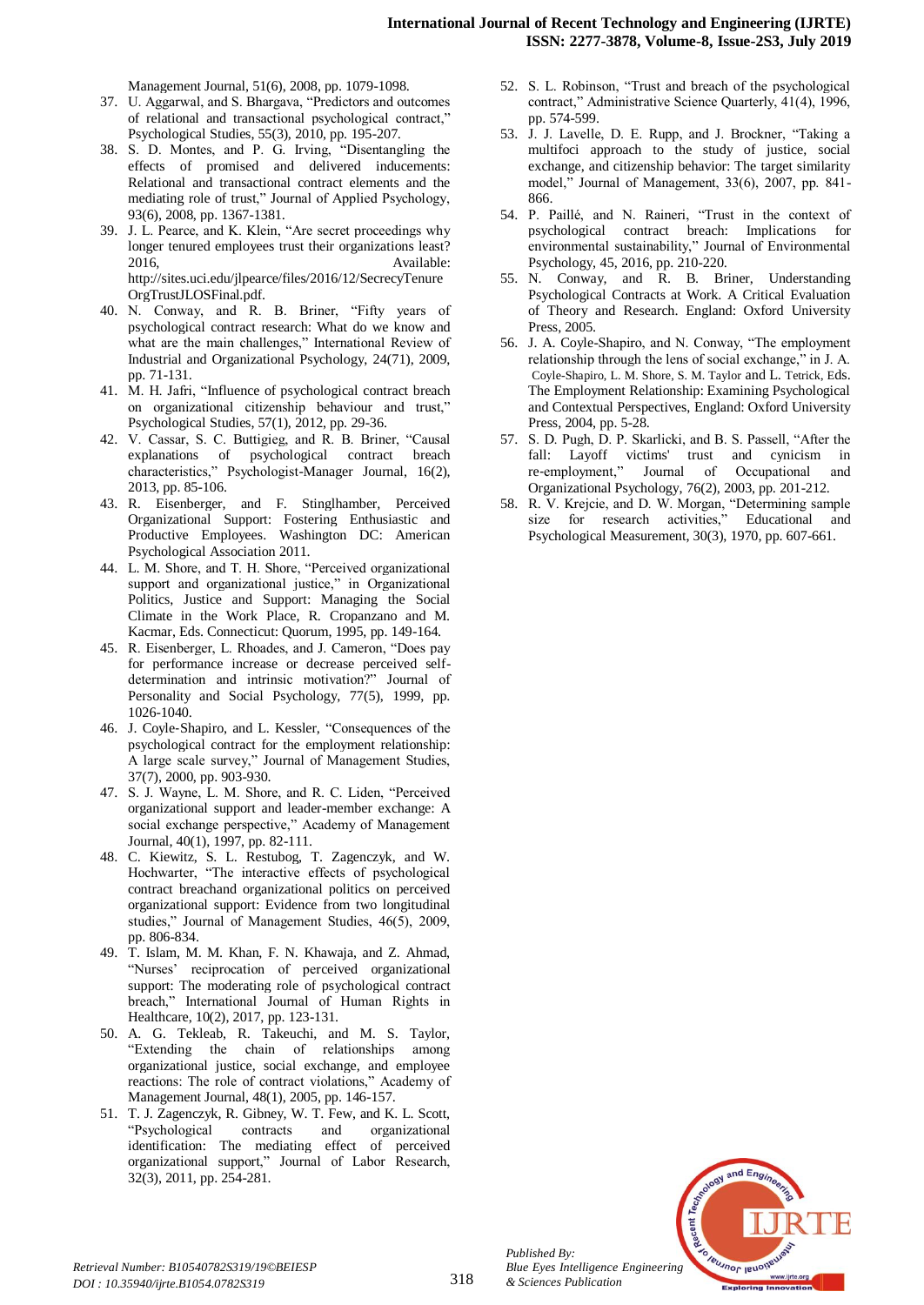Management Journal, 51(6), 2008, pp. 1079-1098.

37. U. Aggarwal, and S. Bhargava, "Predictors and outcomes of relational and transactional psychological contract," Psychological Studies, 55(3), 2010, pp. 195-207.
38. S. D. Montes, and P. G. Irving, "Disentangling the effects of promised and delivered inducements: Relational and transactional contract elements and the mediating role of trust," Journal of Applied Psychology, 93(6), 2008, pp. 1367-1381.
39. J. L. Pearce, and K. Klein, "Are secret proceedings why longer tenured employees trust their organizations least? 2016, Available: http://sites.uci.edu/jlpearce/files/2016/12/SecrecyTenureOrgTrustJLOSFinal.pdf.
40. N. Conway, and R. B. Briner, "Fifty years of psychological contract research: What do we know and what are the main challenges," International Review of Industrial and Organizational Psychology, 24(71), 2009, pp. 71-131.
41. M. H. Jafri, "Influence of psychological contract breach on organizational citizenship behaviour and trust," Psychological Studies, 57(1), 2012, pp. 29-36.
42. V. Cassar, S. C. Buttigieg, and R. B. Briner, "Causal explanations of psychological contract breach characteristics," Psychologist-Manager Journal, 16(2), 2013, pp. 85-106.
43. R. Eisenberger, and F. Stinglhamber, Perceived Organizational Support: Fostering Enthusiastic and Productive Employees. Washington DC: American Psychological Association 2011.
44. L. M. Shore, and T. H. Shore, "Perceived organizational support and organizational justice," in Organizational Politics, Justice and Support: Managing the Social Climate in the Work Place, R. Cropanzano and M. Kacmar, Eds. Connecticut: Quorum, 1995, pp. 149-164.
45. R. Eisenberger, L. Rhoades, and J. Cameron, "Does pay for performance increase or decrease perceived self-determination and intrinsic motivation?" Journal of Personality and Social Psychology, 77(5), 1999, pp. 1026-1040.
46. J. Coyle-Shapiro, and L. Kessler, "Consequences of the psychological contract for the employment relationship: A large scale survey," Journal of Management Studies, 37(7), 2000, pp. 903-930.
47. S. J. Wayne, L. M. Shore, and R. C. Liden, "Perceived organizational support and leader-member exchange: A social exchange perspective," Academy of Management Journal, 40(1), 1997, pp. 82-111.
48. C. Kiewitz, S. L. Restubog, T. Zagenczyk, and W. Hochwarter, "The interactive effects of psychological contract breachand organizational politics on perceived organizational support: Evidence from two longitudinal studies," Journal of Management Studies, 46(5), 2009, pp. 806-834.
49. T. Islam, M. M. Khan, F. N. Khawaja, and Z. Ahmad, "Nurses' reciprocation of perceived organizational support: The moderating role of psychological contract breach," International Journal of Human Rights in Healthcare, 10(2), 2017, pp. 123-131.
50. A. G. Tekleab, R. Takeuchi, and M. S. Taylor, "Extending the chain of relationships among organizational justice, social exchange, and employee reactions: The role of contract violations," Academy of Management Journal, 48(1), 2005, pp. 146-157.
51. T. J. Zagenczyk, R. Gibney, W. T. Few, and K. L. Scott, "Psychological contracts and organizational identification: The mediating effect of perceived organizational support," Journal of Labor Research, 32(3), 2011, pp. 254-281.
52. S. L. Robinson, "Trust and breach of the psychological contract," Administrative Science Quarterly, 41(4), 1996, pp. 574-599.
53. J. J. Lavelle, D. E. Rupp, and J. Brockner, "Taking a multifoci approach to the study of justice, social exchange, and citizenship behavior: The target similarity model," Journal of Management, 33(6), 2007, pp. 841-866.
54. P. Paillé, and N. Raineri, "Trust in the context of psychological contract breach: Implications for environmental sustainability," Journal of Environmental Psychology, 45, 2016, pp. 210-220.
55. N. Conway, and R. B. Briner, Understanding Psychological Contracts at Work. A Critical Evaluation of Theory and Research. England: Oxford University Press, 2005.
56. J. A. Coyle-Shapiro, and N. Conway, "The employment relationship through the lens of social exchange," in J. A. Coyle-Shapiro, L. M. Shore, S. M. Taylor and L. Tetrick, Eds. The Employment Relationship: Examining Psychological and Contextual Perspectives, England: Oxford University Press, 2004, pp. 5-28.
57. S. D. Pugh, D. P. Skarlicki, and B. S. Passell, "After the fall: Layoff victims' trust and cynicism in re-employment," Journal of Occupational and Organizational Psychology, 76(2), 2003, pp. 201-212.
58. R. V. Krejcie, and D. W. Morgan, "Determining sample size for research activities," Educational and Psychological Measurement, 30(3), 1970, pp. 607-661.